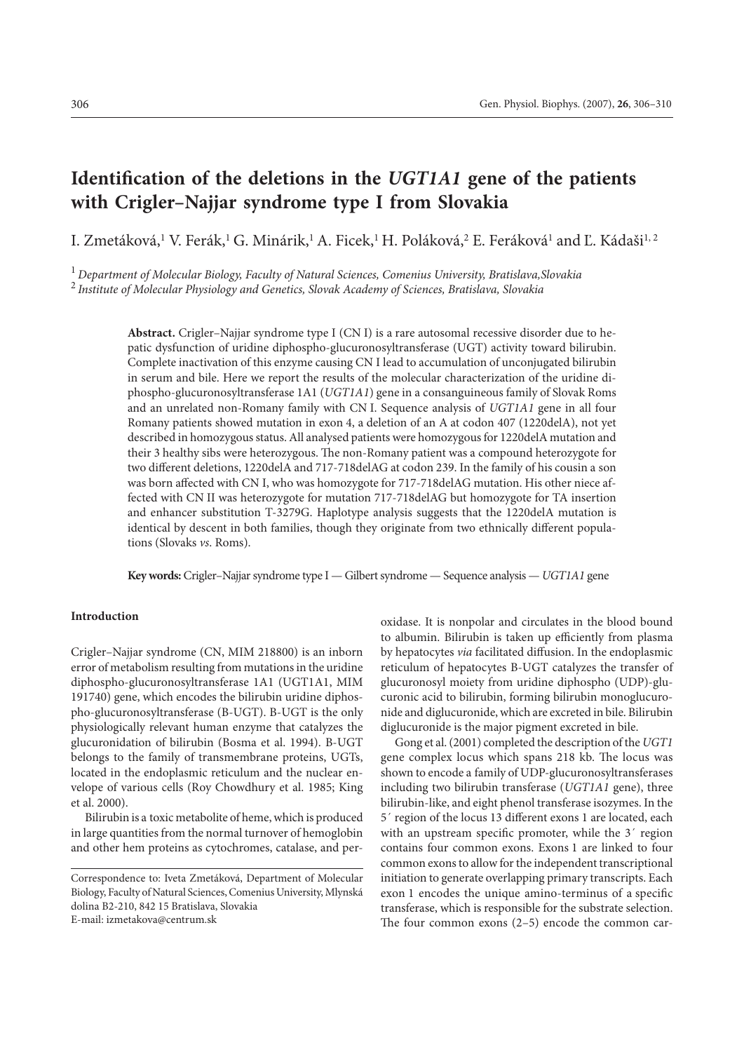# Identification of the deletions in the *UGT1A1* gene of the patients with Crigler–Najjar syndrome type I from Slovakia

I. Zmetáková,[1] V. Ferák,[1] G. Minárik,[1] A. Ficek,[1] H. Poláková,[2] E. Feráková[1] and Ľ. Kádaši[1,2]

[1] *Department of Molecular Biology, Faculty of Natural Sciences, Comenius University, Bratislava, Slovakia*
[2] *Institute of Molecular Physiology and Genetics, Slovak Academy of Sciences, Bratislava, Slovakia*

**Abstract.** Crigler–Najjar syndrome type I (CN I) is a rare autosomal recessive disorder due to hepatic dysfunction of uridine diphospho-glucuronosyltransferase (UGT) activity toward bilirubin. Complete inactivation of this enzyme causing CN I lead to accumulation of unconjugated bilirubin in serum and bile. Here we report the results of the molecular characterization of the uridine diphospho-glucuronosyltransferase 1A1 (*UGT1A1*) gene in a consanguineous family of Slovak Roms and an unrelated non-Romany family with CN I. Sequence analysis of *UGT1A1* gene in all four Romany patients showed mutation in exon 4, a deletion of an A at codon 407 (1220delA), not yet described in homozygous status. All analysed patients were homozygous for 1220delA mutation and their 3 healthy sibs were heterozygous. The non-Romany patient was a compound heterozygote for two different deletions, 1220delA and 717-718delAG at codon 239. In the family of his cousin a son was born affected with CN I, who was homozygote for 717-718delAG mutation. His other niece affected with CN II was heterozygote for mutation 717-718delAG but homozygote for TA insertion and enhancer substitution T-3279G. Haplotype analysis suggests that the 1220delA mutation is identical by descent in both families, though they originate from two ethnically different populations (Slovaks *vs*. Roms).

**Key words:** Crigler–Najjar syndrome type I — Gilbert syndrome — Sequence analysis — *UGT1A1* gene

## Introduction

Crigler–Najjar syndrome (CN, MIM 218800) is an inborn error of metabolism resulting from mutations in the uridine diphospho-glucuronosyltransferase 1A1 (UGT1A1, MIM 191740) gene, which encodes the bilirubin uridine diphospho-glucuronosyltransferase (B-UGT). B-UGT is the only physiologically relevant human enzyme that catalyzes the glucuronidation of bilirubin (Bosma et al. 1994). B-UGT belongs to the family of transmembrane proteins, UGTs, located in the endoplasmic reticulum and the nuclear envelope of various cells (Roy Chowdhury et al. 1985; King et al. 2000).

Bilirubin is a toxic metabolite of heme, which is produced in large quantities from the normal turnover of hemoglobin and other hem proteins as cytochromes, catalase, and peroxidase. It is nonpolar and circulates in the blood bound to albumin. Bilirubin is taken up efficiently from plasma by hepatocytes *via* facilitated diffusion. In the endoplasmic reticulum of hepatocytes B-UGT catalyzes the transfer of glucuronosyl moiety from uridine diphospho (UDP)-glucuronic acid to bilirubin, forming bilirubin monoglucuronide and diglucuronide, which are excreted in bile. Bilirubin diglucuronide is the major pigment excreted in bile.

Gong et al. (2001) completed the description of the *UGT1* gene complex locus which spans 218 kb. The locus was shown to encode a family of UDP-glucuronosyltransferases including two bilirubin transferase (*UGT1A1* gene), three bilirubin-like, and eight phenol transferase isozymes. In the 5′ region of the locus 13 different exons 1 are located, each with an upstream specific promoter, while the 3′ region contains four common exons. Exons 1 are linked to four common exons to allow for the independent transcriptional initiation to generate overlapping primary transcripts. Each exon 1 encodes the unique amino-terminus of a specific transferase, which is responsible for the substrate selection. The four common exons (2–5) encode the common car-

---

Correspondence to: Iveta Zmetáková, Department of Molecular Biology, Faculty of Natural Sciences, Comenius University, Mlynská dolina B2-210, 842 15 Bratislava, Slovakia
E-mail: izmetakova@centrum.sk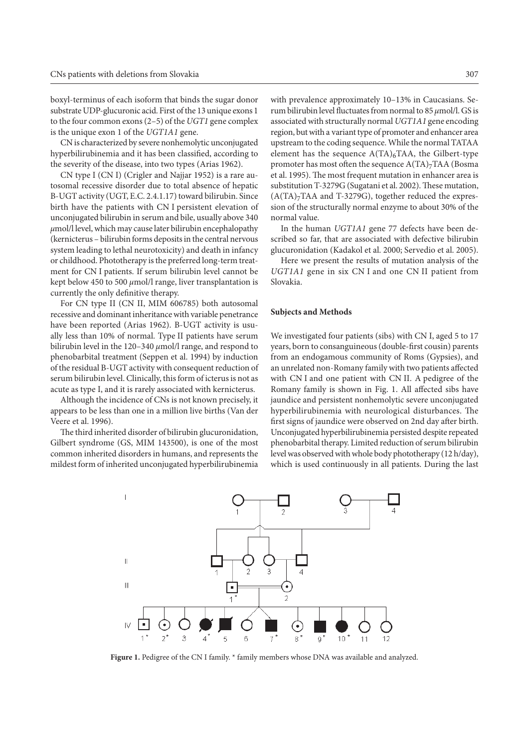boxyl-terminus of each isoform that binds the sugar donor substrate UDP-glucuronic acid. First of the 13 unique exons 1 to the four common exons (2–5) of the *UGT1* gene complex is the unique exon 1 of the *UGT1A1* gene.

CN is characterized by severe nonhemolytic unconjugated hyperbilirubinemia and it has been classified, according to the severity of the disease, into two types (Arias 1962).

CN type I (CN I) (Crigler and Najjar 1952) is a rare autosomal recessive disorder due to total absence of hepatic B-UGT activity (UGT, E.C. 2.4.1.17) toward bilirubin. Since birth have the patients with CN I persistent elevation of unconjugated bilirubin in serum and bile, usually above 340 μmol/l level, which may cause later bilirubin encephalopathy (kernicterus – bilirubin forms deposits in the central nervous system leading to lethal neurotoxicity) and death in infancy or childhood. Phototherapy is the preferred long-term treatment for CN I patients. If serum bilirubin level cannot be kept below 450 to 500 μmol/l range, liver transplantation is currently the only definitive therapy.

For CN type II (CN II, MIM 606785) both autosomal recessive and dominant inheritance with variable penetrance have been reported (Arias 1962). B-UGT activity is usually less than 10% of normal. Type II patients have serum bilirubin level in the 120–340 μmol/l range, and respond to phenobarbital treatment (Seppen et al. 1994) by induction of the residual B-UGT activity with consequent reduction of serum bilirubin level. Clinically, this form of icterus is not as acute as type I, and it is rarely associated with kernicterus.

Although the incidence of CNs is not known precisely, it appears to be less than one in a million live births (Van der Veere et al. 1996).

The third inherited disorder of bilirubin glucuronidation, Gilbert syndrome (GS, MIM 143500), is one of the most common inherited disorders in humans, and represents the mildest form of inherited unconjugated hyperbilirubinemia with prevalence approximately 10–13% in Caucasians. Serum bilirubin level fluctuates from normal to 85 μmol/l. GS is associated with structurally normal *UGT1A1* gene encoding region, but with a variant type of promoter and enhancer area upstream to the coding sequence. While the normal TATAA element has the sequence $A(TA)_6TAA$, the Gilbert-type promoter has most often the sequence $A(TA)_7TAA$ (Bosma et al. 1995). The most frequent mutation in enhancer area is substitution T-3279G (Sugatani et al. 2002). These mutation, ($A(TA)_7TAA$ and T-3279G), together reduced the expression of the structurally normal enzyme to about 30% of the normal value.

In the human *UGT1A1* gene 77 defects have been described so far, that are associated with defective bilirubin glucuronidation (Kadakol et al. 2000; Servedio et al. 2005).

Here we present the results of mutation analysis of the *UGT1A1* gene in six CN I and one CN II patient from Slovakia.

## Subjects and Methods

We investigated four patients (sibs) with CN I, aged 5 to 17 years, born to consanguineous (double-first cousin) parents from an endogamous community of Roms (Gypsies), and an unrelated non-Romany family with two patients affected with CN I and one patient with CN II. A pedigree of the Romany family is shown in Fig. 1. All affected sibs have jaundice and persistent nonhemolytic severe unconjugated hyperbilirubinemia with neurological disturbances. The first signs of jaundice were observed on 2nd day after birth. Unconjugated hyperbilirubinemia persisted despite repeated phenobarbital therapy. Limited reduction of serum bilirubin level was observed with whole body phototherapy (12 h/day), which is used continuously in all patients. During the last

**Figure 1.** Pedigree of the CN I family. * family members whose DNA was available and analyzed.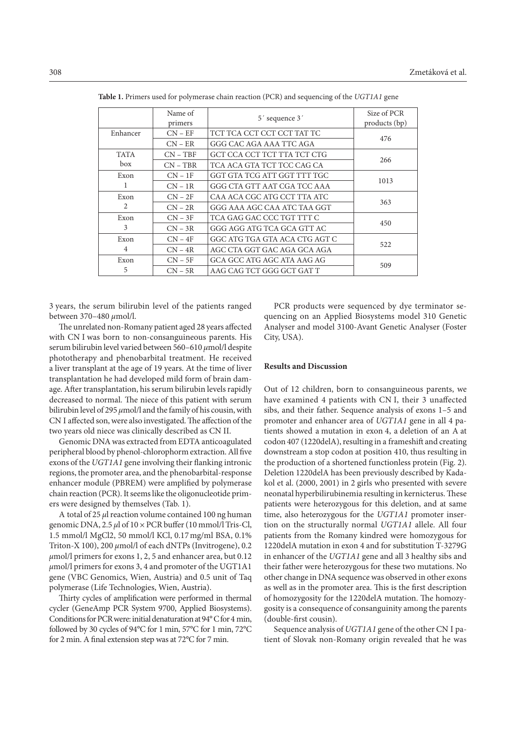**Table 1.** Primers used for polymerase chain reaction (PCR) and sequencing of the *UGT1A1* gene

| | Name of primers | 5´ sequence 3´ | Size of PCR products (bp) |
|---|---|---|---|
| Enhancer | CN – EF | TCT TCA CCT CCT CCT TAT TC | 476 |
| | CN – ER | GGG CAC AGA AAA TTC AGA | |
| TATA box | CN – TBF | GCT CCA CCT TCT TTA TCT CTG | 266 |
| | CN – TBR | TCA ACA GTA TCT TCC CAG CA | |
| Exon 1 | CN – 1F | GGT GTA TCG ATT GGT TTT TGC | 1013 |
| | CN – 1R | GGG CTA GTT AAT CGA TCC AAA | |
| Exon 2 | CN – 2F | CAA ACA CGC ATG CCT TTA ATC | 363 |
| | CN – 2R | GGG AAA AGC CAA ATC TAA GGT | |
| Exon 3 | CN – 3F | TCA GAG GAC CCC TGT TTT C | 450 |
| | CN – 3R | GGG AGG ATG TCA GCA GTT AC | |
| Exon 4 | CN – 4F | GGC ATG TGA GTA ACA CTG AGT C | 522 |
| | CN – 4R | AGC CTA GGT GAC AGA GCA AGA | |
| Exon 5 | CN – 5F | GCA GCC ATG AGC ATA AAG AG | 509 |
| | CN – 5R | AAG CAG TCT GGG GCT GAT T | |

3 years, the serum bilirubin level of the patients ranged between 370–480 μmol/l.

The unrelated non-Romany patient aged 28 years affected with CN I was born to non-consanguineous parents. His serum bilirubin level varied between 560–610 μmol/l despite phototherapy and phenobarbital treatment. He received a liver transplant at the age of 19 years. At the time of liver transplantation he had developed mild form of brain damage. After transplantation, his serum bilirubin levels rapidly decreased to normal. The niece of this patient with serum bilirubin level of 295 μmol/l and the family of his cousin, with CN I affected son, were also investigated. The affection of the two years old niece was clinically described as CN II.

Genomic DNA was extracted from EDTA anticoagulated peripheral blood by phenol-chlorophorm extraction. All five exons of the *UGT1A1* gene involving their flanking intronic regions, the promoter area, and the phenobarbital-response enhancer module (PBREM) were amplified by polymerase chain reaction (PCR). It seems like the oligonucleotide primers were designed by themselves (Tab. 1).

A total of 25 μl reaction volume contained 100 ng human genomic DNA, 2.5 μl of 10 × PCR buffer (10 mmol/l Tris-Cl, 1.5 mmol/l MgCl2, 50 mmol/l KCl, 0.17 mg/ml BSA, 0.1% Triton-X 100), 200 μmol/l of each dNTPs (Invitrogene), 0.2 μmol/l primers for exons 1, 2, 5 and enhancer area, but 0.12 μmol/l primers for exons 3, 4 and promoter of the UGT1A1 gene (VBC Genomics, Wien, Austria) and 0.5 unit of Taq polymerase (Life Technologies, Wien, Austria).

Thirty cycles of amplification were performed in thermal cycler (GeneAmp PCR System 9700, Applied Biosystems). Conditions for PCR were: initial denaturation at 94° C for 4 min, followed by 30 cycles of 94°C for 1 min, 57°C for 1 min, 72°C for 2 min. A final extension step was at 72°C for 7 min.

PCR products were sequenced by dye terminator sequencing on an Applied Biosystems model 310 Genetic Analyser and model 3100-Avant Genetic Analyser (Foster City, USA).

## Results and Discussion

Out of 12 children, born to consanguineous parents, we have examined 4 patients with CN I, their 3 unaffected sibs, and their father. Sequence analysis of exons 1–5 and promoter and enhancer area of *UGT1A1* gene in all 4 patients showed a mutation in exon 4, a deletion of an A at codon 407 (1220delA), resulting in a frameshift and creating downstream a stop codon at position 410, thus resulting in the production of a shortened functionless protein (Fig. 2). Deletion 1220delA has been previously described by Kadakol et al. (2000, 2001) in 2 girls who presented with severe neonatal hyperbilirubinemia resulting in kernicterus. These patients were heterozygous for this deletion, and at same time, also heterozygous for the *UGT1A1* promoter insertion on the structurally normal *UGT1A1* allele. All four patients from the Romany kindred were homozygous for 1220delA mutation in exon 4 and for substitution T-3279G in enhancer of the *UGT1A1* gene and all 3 healthy sibs and their father were heterozygous for these two mutations. No other change in DNA sequence was observed in other exons as well as in the promoter area. This is the first description of homozygosity for the 1220delA mutation. The homozygosity is a consequence of consanguinity among the parents (double-first cousin).

Sequence analysis of *UGT1A1* gene of the other CN I patient of Slovak non-Romany origin revealed that he was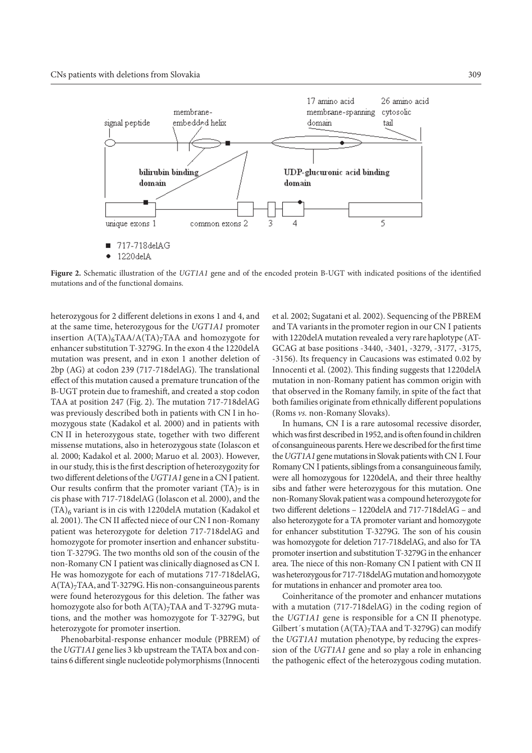**Figure 2.** Schematic illustration of the *UGT1A1* gene and of the encoded protein B-UGT with indicated positions of the identified mutations and of the functional domains.

heterozygous for 2 different deletions in exons 1 and 4, and at the same time, heterozygous for the *UGT1A1* promoter insertion $A(TA)_6TAA/A(TA)_7TAA$ and homozygote for enhancer substitution T-3279G. In the exon 4 the 1220delA mutation was present, and in exon 1 another deletion of 2bp (AG) at codon 239 (717-718delAG). The translational effect of this mutation caused a premature truncation of the B-UGT protein due to frameshift, and created a stop codon TAA at position 247 (Fig. 2). The mutation 717-718delAG was previously described both in patients with CN I in homozygous state (Kadakol et al. 2000) and in patients with CN II in heterozygous state, together with two different missense mutations, also in heterozygous state (Iolascon et al. 2000; Kadakol et al. 2000; Maruo et al. 2003). However, in our study, this is the first description of heterozygozity for two different deletions of the *UGT1A1* gene in a CN I patient. Our results confirm that the promoter variant $(TA)_7$ is in cis phase with 717-718delAG (Iolascon et al. 2000), and the $(TA)_6$ variant is in cis with 1220delA mutation (Kadakol et al. 2001). The CN II affected niece of our CN I non-Romany patient was heterozygote for deletion 717-718delAG and homozygote for promoter insertion and enhancer substitution T-3279G. The two months old son of the cousin of the non-Romany CN I patient was clinically diagnosed as CN I. He was homozygote for each of mutations 717-718delAG, $A(TA)_7TAA$, and T-3279G. His non-consanguineous parents were found heterozygous for this deletion. The father was homozygote also for both $A(TA)_7TAA$ and T-3279G mutations, and the mother was homozygote for T-3279G, but heterozygote for promoter insertion.

Phenobarbital-response enhancer module (PBREM) of the *UGT1A1* gene lies 3 kb upstream the TATA box and contains 6 different single nucleotide polymorphisms (Innocenti et al. 2002; Sugatani et al. 2002). Sequencing of the PBREM and TA variants in the promoter region in our CN I patients with 1220delA mutation revealed a very rare haplotype (AT-GCAG at base positions -3440, -3401, -3279, -3177, -3175, -3156). Its frequency in Caucasions was estimated 0.02 by Innocenti et al. (2002). This finding suggests that 1220delA mutation in non-Romany patient has common origin with that observed in the Romany family, in spite of the fact that both families originate from ethnically different populations (Roms *vs.* non-Romany Slovaks).

In humans, CN I is a rare autosomal recessive disorder, which was first described in 1952, and is often found in children of consanguineous parents. Here we described for the first time the *UGT1A1* gene mutations in Slovak patients with CN I. Four Romany CN I patients, siblings from a consanguineous family, were all homozygous for 1220delA, and their three healthy sibs and father were heterozygous for this mutation. One non-Romany Slovak patient was a compound heterozygote for two different deletions – 1220delA and 717-718delAG – and also heterozygote for a TA promoter variant and homozygote for enhancer substitution T-3279G. The son of his cousin was homozygote for deletion 717-718delAG, and also for TA promoter insertion and substitution T-3279G in the enhancer area. The niece of this non-Romany CN I patient with CN II was heterozygous for 717-718delAG mutation and homozygote for mutations in enhancer and promoter area too.

Coinheritance of the promoter and enhancer mutations with a mutation (717-718delAG) in the coding region of the *UGT1A1* gene is responsible for a CN II phenotype. Gilbert´s mutation ($A(TA)_7TAA$ and T-3279G) can modify the *UGT1A1* mutation phenotype, by reducing the expression of the *UGT1A1* gene and so play a role in enhancing the pathogenic effect of the heterozygous coding mutation.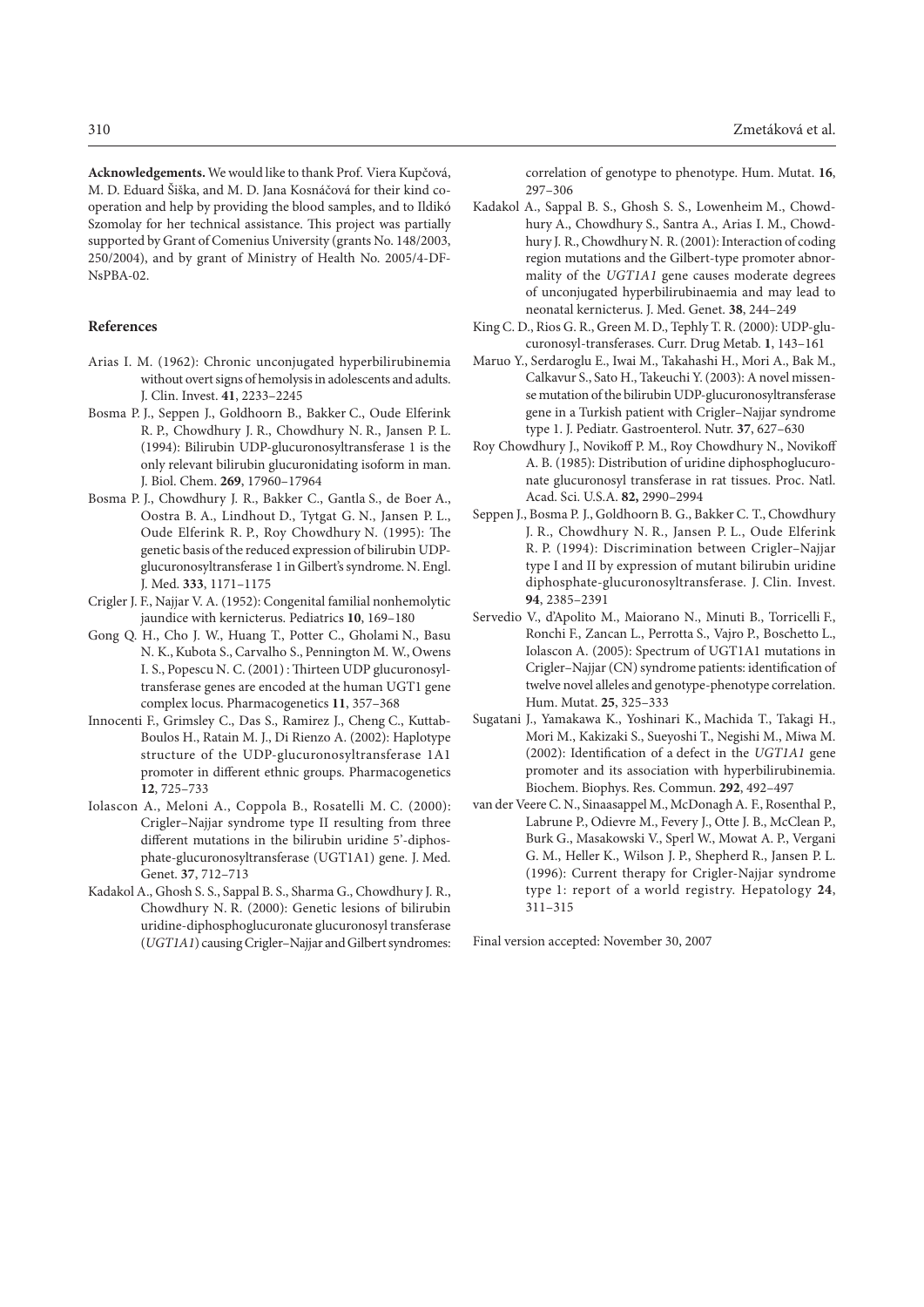**Acknowledgements.** We would like to thank Prof. Viera Kupčová, M. D. Eduard Šiška, and M. D. Jana Kosnáčová for their kind cooperation and help by providing the blood samples, and to Ildikó Szomolay for her technical assistance. This project was partially supported by Grant of Comenius University (grants No. 148/2003, 250/2004), and by grant of Ministry of Health No. 2005/4-DF-NsPBA-02.

## References

Arias I. M. (1962): Chronic unconjugated hyperbilirubinemia without overt signs of hemolysis in adolescents and adults. J. Clin. Invest. **41**, 2233–2245

Bosma P. J., Seppen J., Goldhoorn B., Bakker C., Oude Elferink R. P., Chowdhury J. R., Chowdhury N. R., Jansen P. L. (1994): Bilirubin UDP-glucuronosyltransferase 1 is the only relevant bilirubin glucuronidating isoform in man. J. Biol. Chem. **269**, 17960–17964

Bosma P. J., Chowdhury J. R., Bakker C., Gantla S., de Boer A., Oostra B. A., Lindhout D., Tytgat G. N., Jansen P. L., Oude Elferink R. P., Roy Chowdhury N. (1995): The genetic basis of the reduced expression of bilirubin UDP-glucuronosyltransferase 1 in Gilbert's syndrome. N. Engl. J. Med. **333**, 1171–1175

Crigler J. F., Najjar V. A. (1952): Congenital familial nonhemolytic jaundice with kernicterus. Pediatrics **10**, 169–180

Gong Q. H., Cho J. W., Huang T., Potter C., Gholami N., Basu N. K., Kubota S., Carvalho S., Pennington M. W., Owens I. S., Popescu N. C. (2001) : Thirteen UDP glucuronosyltransferase genes are encoded at the human UGT1 gene complex locus. Pharmacogenetics **11**, 357–368

Innocenti F., Grimsley C., Das S., Ramirez J., Cheng C., Kuttab-Boulos H., Ratain M. J., Di Rienzo A. (2002): Haplotype structure of the UDP-glucuronosyltransferase 1A1 promoter in different ethnic groups. Pharmacogenetics **12**, 725–733

Iolascon A., Meloni A., Coppola B., Rosatelli M. C. (2000): Crigler–Najjar syndrome type II resulting from three different mutations in the bilirubin uridine 5'-diphosphate-glucuronosyltransferase (UGT1A1) gene. J. Med. Genet. **37**, 712–713

Kadakol A., Ghosh S. S., Sappal B. S., Sharma G., Chowdhury J. R., Chowdhury N. R. (2000): Genetic lesions of bilirubin uridine-diphosphoglucuronate glucuronosyl transferase (*UGT1A1*) causing Crigler–Najjar and Gilbert syndromes: correlation of genotype to phenotype. Hum. Mutat. **16**, 297–306

Kadakol A., Sappal B. S., Ghosh S. S., Lowenheim M., Chowdhury A., Chowdhury S., Santra A., Arias I. M., Chowdhury J. R., Chowdhury N. R. (2001): Interaction of coding region mutations and the Gilbert-type promoter abnormality of the *UGT1A1* gene causes moderate degrees of unconjugated hyperbilirubinaemia and may lead to neonatal kernicterus. J. Med. Genet. **38**, 244–249

King C. D., Rios G. R., Green M. D., Tephly T. R. (2000): UDP-glucuronosyl-transferases. Curr. Drug Metab. **1**, 143–161

Maruo Y., Serdaroglu E., Iwai M., Takahashi H., Mori A., Bak M., Calkavur S., Sato H., Takeuchi Y. (2003): A novel missense mutation of the bilirubin UDP-glucuronosyltransferase gene in a Turkish patient with Crigler–Najjar syndrome type 1. J. Pediatr. Gastroenterol. Nutr. **37**, 627–630

Roy Chowdhury J., Novikoff P. M., Roy Chowdhury N., Novikoff A. B. (1985): Distribution of uridine diphosphoglucuronate glucuronosyl transferase in rat tissues. Proc. Natl. Acad. Sci. U.S.A. **82,** 2990–2994

Seppen J., Bosma P. J., Goldhoorn B. G., Bakker C. T., Chowdhury J. R., Chowdhury N. R., Jansen P. L., Oude Elferink R. P. (1994): Discrimination between Crigler–Najjar type I and II by expression of mutant bilirubin uridine diphosphate-glucuronosyltransferase. J. Clin. Invest. **94**, 2385–2391

Servedio V., d'Apolito M., Maiorano N., Minuti B., Torricelli F., Ronchi F., Zancan L., Perrotta S., Vajro P., Boschetto L., Iolascon A. (2005): Spectrum of UGT1A1 mutations in Crigler–Najjar (CN) syndrome patients: identification of twelve novel alleles and genotype-phenotype correlation. Hum. Mutat. **25**, 325–333

Sugatani J., Yamakawa K., Yoshinari K., Machida T., Takagi H., Mori M., Kakizaki S., Sueyoshi T., Negishi M., Miwa M. (2002): Identification of a defect in the *UGT1A1* gene promoter and its association with hyperbilirubinemia. Biochem. Biophys. Res. Commun. **292**, 492–497

van der Veere C. N., Sinaasappel M., McDonagh A. F., Rosenthal P., Labrune P., Odievre M., Fevery J., Otte J. B., McClean P., Burk G., Masakowski V., Sperl W., Mowat A. P., Vergani G. M., Heller K., Wilson J. P., Shepherd R., Jansen P. L. (1996): Current therapy for Crigler-Najjar syndrome type 1: report of a world registry. Hepatology **24**, 311–315

Final version accepted: November 30, 2007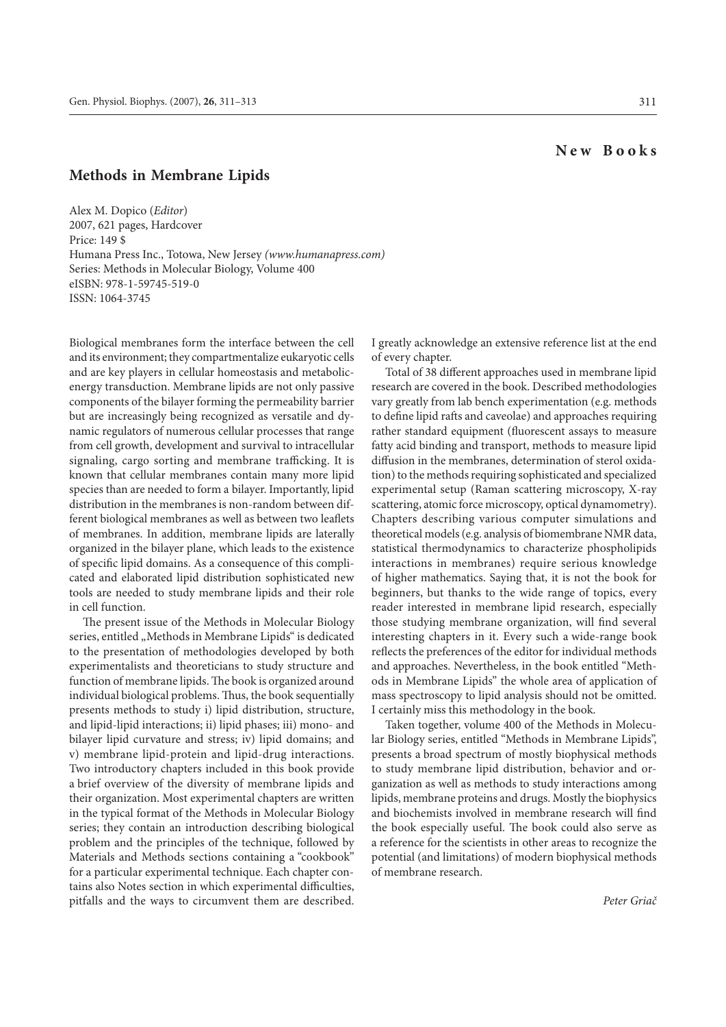## New Books

# Methods in Membrane Lipids

Alex M. Dopico (*Editor*)
2007, 621 pages, Hardcover
Price: 149 $
Humana Press Inc., Totowa, New Jersey *(www.humanapress.com)*
Series: Methods in Molecular Biology, Volume 400
eISBN: 978-1-59745-519-0
ISSN: 1064-3745

Biological membranes form the interface between the cell and its environment; they compartmentalize eukaryotic cells and are key players in cellular homeostasis and metabolic-energy transduction. Membrane lipids are not only passive components of the bilayer forming the permeability barrier but are increasingly being recognized as versatile and dynamic regulators of numerous cellular processes that range from cell growth, development and survival to intracellular signaling, cargo sorting and membrane trafficking. It is known that cellular membranes contain many more lipid species than are needed to form a bilayer. Importantly, lipid distribution in the membranes is non-random between different biological membranes as well as between two leaflets of membranes. In addition, membrane lipids are laterally organized in the bilayer plane, which leads to the existence of specific lipid domains. As a consequence of this complicated and elaborated lipid distribution sophisticated new tools are needed to study membrane lipids and their role in cell function.

The present issue of the Methods in Molecular Biology series, entitled „Methods in Membrane Lipids" is dedicated to the presentation of methodologies developed by both experimentalists and theoreticians to study structure and function of membrane lipids. The book is organized around individual biological problems. Thus, the book sequentially presents methods to study i) lipid distribution, structure, and lipid-lipid interactions; ii) lipid phases; iii) mono- and bilayer lipid curvature and stress; iv) lipid domains; and v) membrane lipid-protein and lipid-drug interactions. Two introductory chapters included in this book provide a brief overview of the diversity of membrane lipids and their organization. Most experimental chapters are written in the typical format of the Methods in Molecular Biology series; they contain an introduction describing biological problem and the principles of the technique, followed by Materials and Methods sections containing a "cookbook" for a particular experimental technique. Each chapter contains also Notes section in which experimental difficulties, pitfalls and the ways to circumvent them are described. I greatly acknowledge an extensive reference list at the end of every chapter.

Total of 38 different approaches used in membrane lipid research are covered in the book. Described methodologies vary greatly from lab bench experimentation (e.g. methods to define lipid rafts and caveolae) and approaches requiring rather standard equipment (fluorescent assays to measure fatty acid binding and transport, methods to measure lipid diffusion in the membranes, determination of sterol oxidation) to the methods requiring sophisticated and specialized experimental setup (Raman scattering microscopy, X-ray scattering, atomic force microscopy, optical dynamometry). Chapters describing various computer simulations and theoretical models (e.g. analysis of biomembrane NMR data, statistical thermodynamics to characterize phospholipids interactions in membranes) require serious knowledge of higher mathematics. Saying that, it is not the book for beginners, but thanks to the wide range of topics, every reader interested in membrane lipid research, especially those studying membrane organization, will find several interesting chapters in it. Every such a wide-range book reflects the preferences of the editor for individual methods and approaches. Nevertheless, in the book entitled "Methods in Membrane Lipids" the whole area of application of mass spectroscopy to lipid analysis should not be omitted. I certainly miss this methodology in the book.

Taken together, volume 400 of the Methods in Molecular Biology series, entitled "Methods in Membrane Lipids", presents a broad spectrum of mostly biophysical methods to study membrane lipid distribution, behavior and organization as well as methods to study interactions among lipids, membrane proteins and drugs. Mostly the biophysics and biochemists involved in membrane research will find the book especially useful. The book could also serve as a reference for the scientists in other areas to recognize the potential (and limitations) of modern biophysical methods of membrane research.

*Peter Griač*